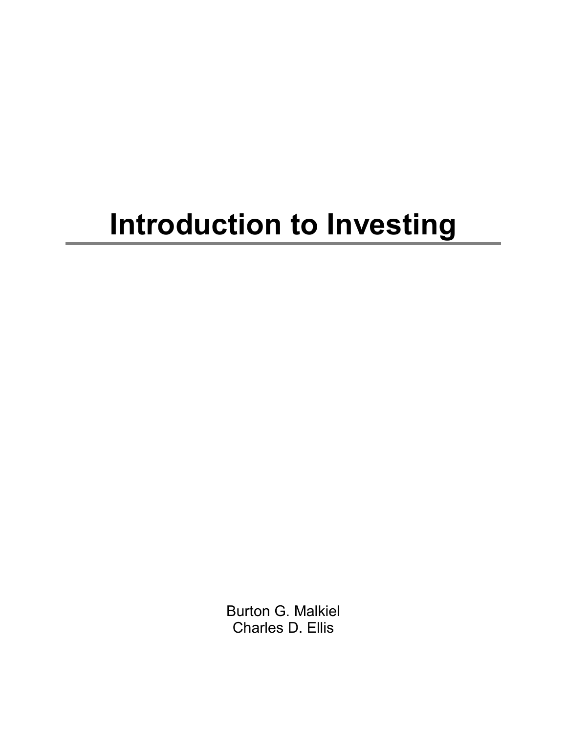# Introduction to Investing

Burton G. Malkiel
Charles D. Ellis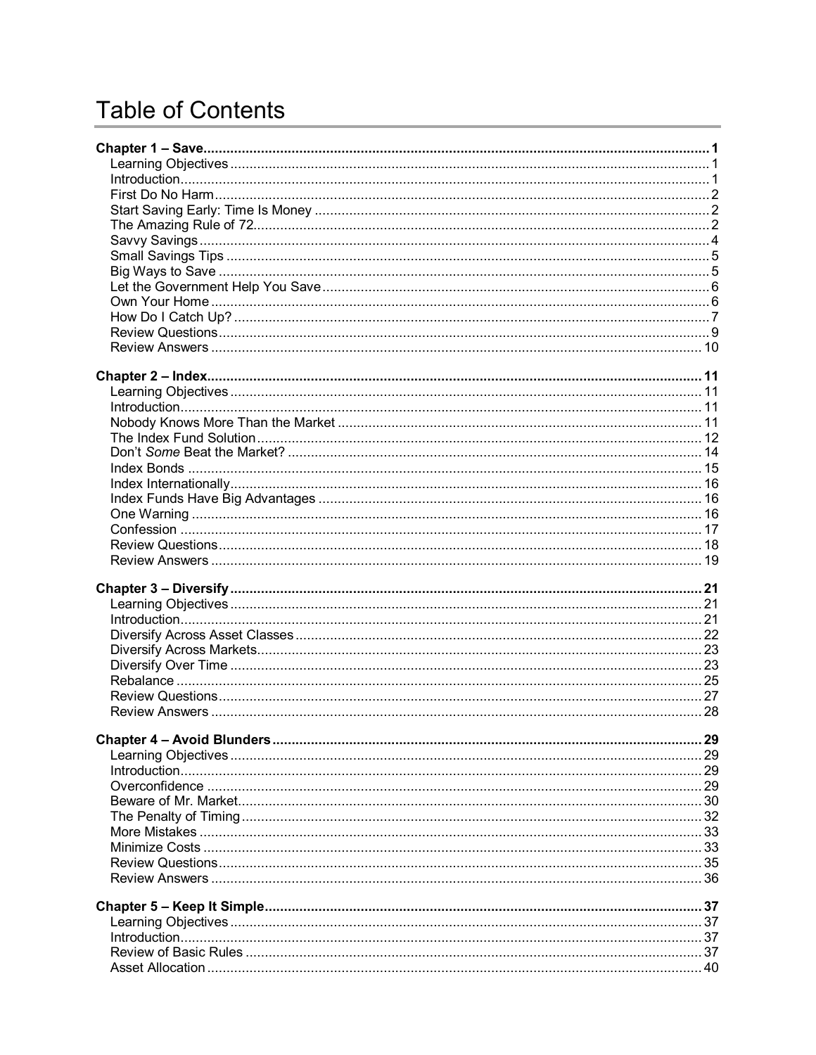# Table of Contents

**Chapter 1 – Save** ........................................ **1**
- Learning Objectives ........................................ 1
- Introduction ........................................ 1
- First Do No Harm ........................................ 2
- Start Saving Early: Time Is Money ........................................ 2
- The Amazing Rule of 72 ........................................ 2
- Savvy Savings ........................................ 4
- Small Savings Tips ........................................ 5
- Big Ways to Save ........................................ 5
- Let the Government Help You Save ........................................ 6
- Own Your Home ........................................ 6
- How Do I Catch Up? ........................................ 7
- Review Questions ........................................ 9
- Review Answers ........................................ 10

**Chapter 2 – Index** ........................................ **11**
- Learning Objectives ........................................ 11
- Introduction ........................................ 11
- Nobody Knows More Than the Market ........................................ 11
- The Index Fund Solution ........................................ 12
- Don't *Some* Beat the Market? ........................................ 14
- Index Bonds ........................................ 15
- Index Internationally ........................................ 16
- Index Funds Have Big Advantages ........................................ 16
- One Warning ........................................ 16
- Confession ........................................ 17
- Review Questions ........................................ 18
- Review Answers ........................................ 19

**Chapter 3 – Diversify** ........................................ **21**
- Learning Objectives ........................................ 21
- Introduction ........................................ 21
- Diversify Across Asset Classes ........................................ 22
- Diversify Across Markets ........................................ 23
- Diversify Over Time ........................................ 23
- Rebalance ........................................ 25
- Review Questions ........................................ 27
- Review Answers ........................................ 28

**Chapter 4 – Avoid Blunders** ........................................ **29**
- Learning Objectives ........................................ 29
- Introduction ........................................ 29
- Overconfidence ........................................ 29
- Beware of Mr. Market ........................................ 30
- The Penalty of Timing ........................................ 32
- More Mistakes ........................................ 33
- Minimize Costs ........................................ 33
- Review Questions ........................................ 35
- Review Answers ........................................ 36

**Chapter 5 – Keep It Simple** ........................................ **37**
- Learning Objectives ........................................ 37
- Introduction ........................................ 37
- Review of Basic Rules ........................................ 37
- Asset Allocation ........................................ 40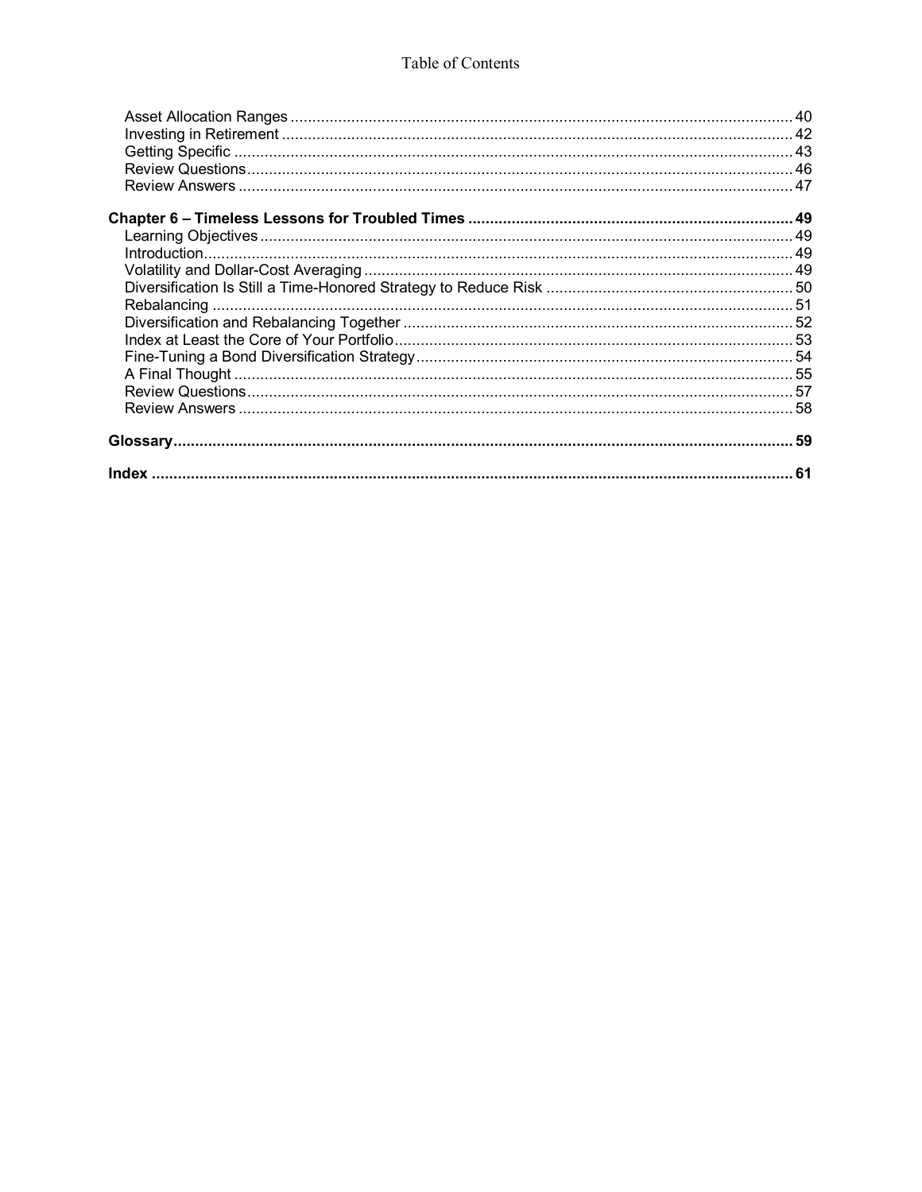# Table of Contents

Asset Allocation Ranges ... 40
Investing in Retirement ... 42
Getting Specific ... 43
Review Questions ... 46
Review Answers ... 47

**Chapter 6 – Timeless Lessons for Troubled Times ... 49**
Learning Objectives ... 49
Introduction ... 49
Volatility and Dollar-Cost Averaging ... 49
Diversification Is Still a Time-Honored Strategy to Reduce Risk ... 50
Rebalancing ... 51
Diversification and Rebalancing Together ... 52
Index at Least the Core of Your Portfolio ... 53
Fine-Tuning a Bond Diversification Strategy ... 54
A Final Thought ... 55
Review Questions ... 57
Review Answers ... 58

**Glossary ... 59**

**Index ... 61**